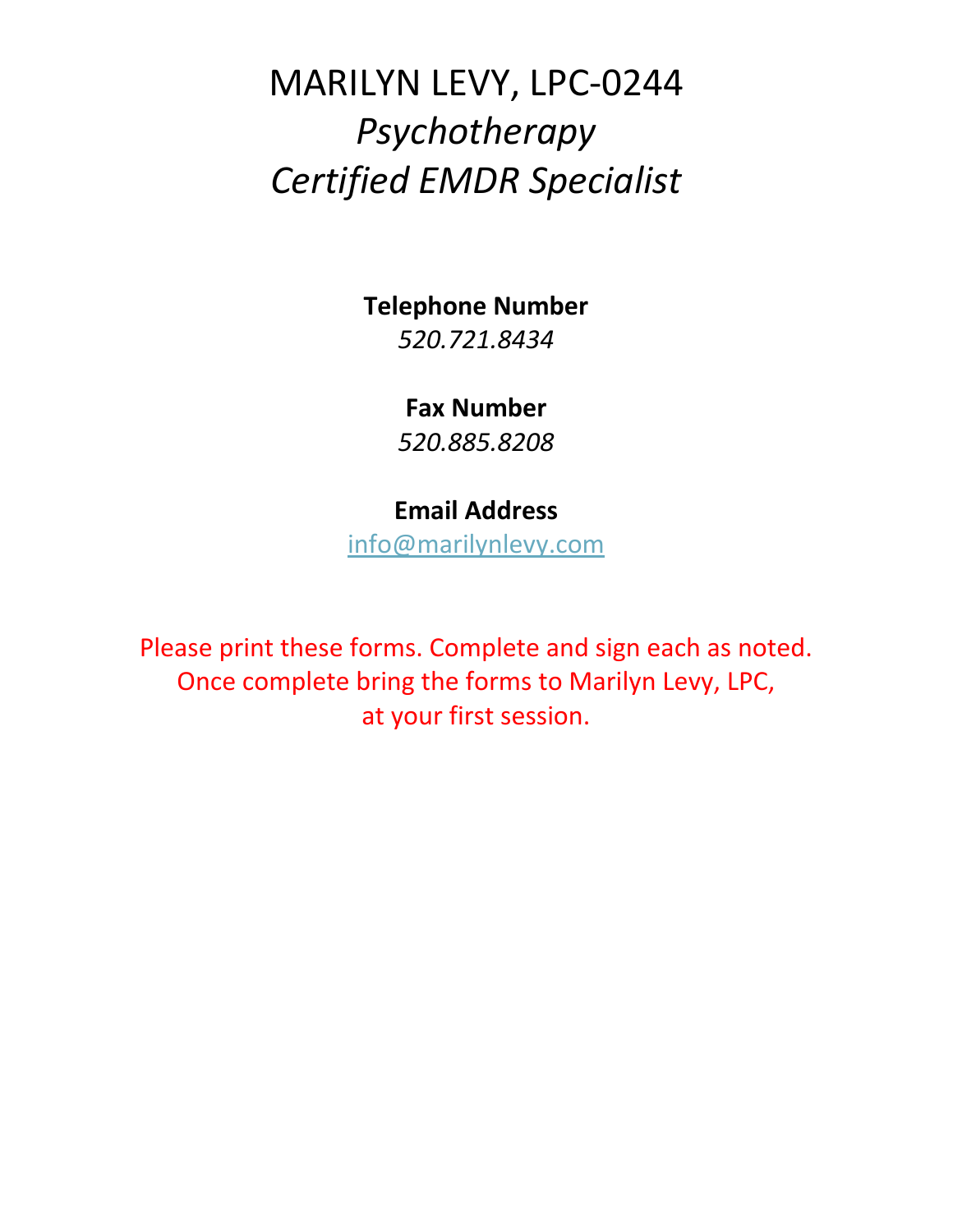# MARILYN LEVY, LPC-0244

*Psychotherapy*

*Certified EMDR Specialist*

**Telephone Number**

*520.721.8434*

**Fax Number**

*520.885.8208*

**Email Address**

info@marilynlevy.com

Please print these forms. Complete and sign each as noted.
Once complete bring the forms to Marilyn Levy, LPC,
at your first session.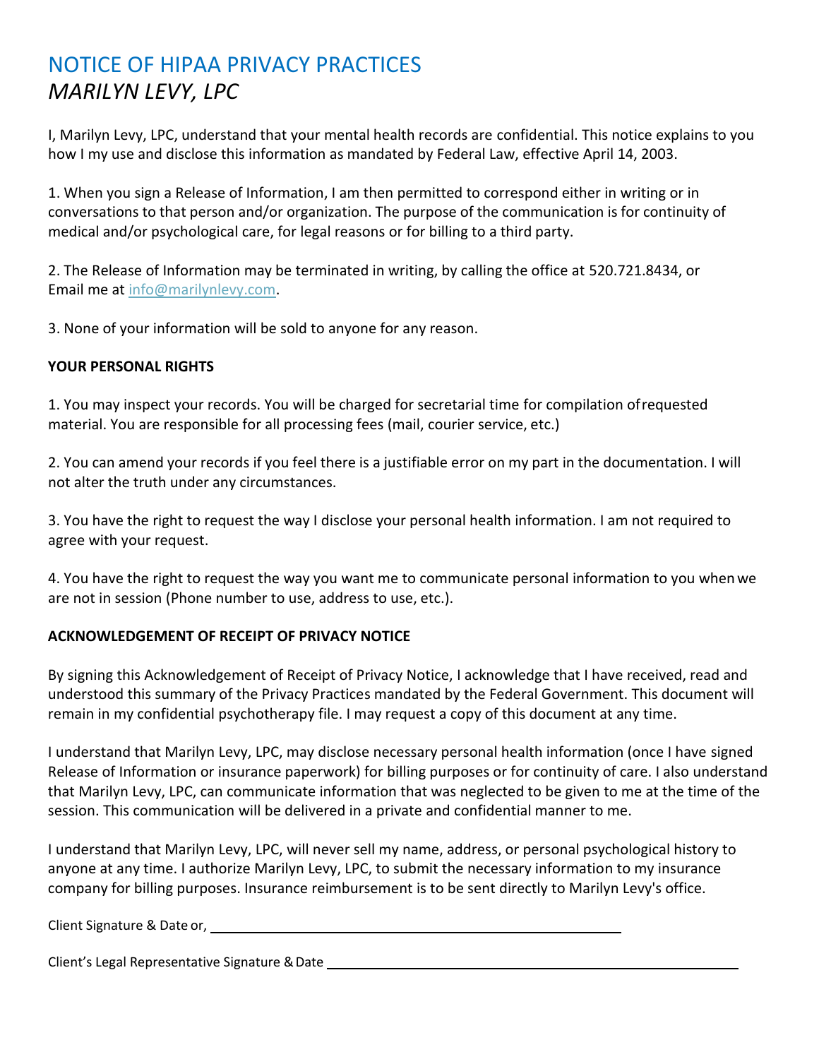# NOTICE OF HIPAA PRIVACY PRACTICES

## *MARILYN LEVY, LPC*

I, Marilyn Levy, LPC, understand that your mental health records are confidential. This notice explains to you how I my use and disclose this information as mandated by Federal Law, effective April 14, 2003.

1. When you sign a Release of Information, I am then permitted to correspond either in writing or in conversations to that person and/or organization. The purpose of the communication is for continuity of medical and/or psychological care, for legal reasons or for billing to a third party.

2. The Release of Information may be terminated in writing, by calling the office at 520.721.8434, or Email me at info@marilynlevy.com.

3. None of your information will be sold to anyone for any reason.

**YOUR PERSONAL RIGHTS**

1. You may inspect your records. You will be charged for secretarial time for compilation ofrequested material. You are responsible for all processing fees (mail, courier service, etc.)

2. You can amend your records if you feel there is a justifiable error on my part in the documentation. I will not alter the truth under any circumstances.

3. You have the right to request the way I disclose your personal health information. I am not required to agree with your request.

4. You have the right to request the way you want me to communicate personal information to you when we are not in session (Phone number to use, address to use, etc.).

**ACKNOWLEDGEMENT OF RECEIPT OF PRIVACY NOTICE**

By signing this Acknowledgement of Receipt of Privacy Notice, I acknowledge that I have received, read and understood this summary of the Privacy Practices mandated by the Federal Government. This document will remain in my confidential psychotherapy file. I may request a copy of this document at any time.

I understand that Marilyn Levy, LPC, may disclose necessary personal health information (once I have signed Release of Information or insurance paperwork) for billing purposes or for continuity of care. I also understand that Marilyn Levy, LPC, can communicate information that was neglected to be given to me at the time of the session. This communication will be delivered in a private and confidential manner to me.

I understand that Marilyn Levy, LPC, will never sell my name, address, or personal psychological history to anyone at any time. I authorize Marilyn Levy, LPC, to submit the necessary information to my insurance company for billing purposes. Insurance reimbursement is to be sent directly to Marilyn Levy's office.

Client Signature & Date or, ______________________________________________

Client's Legal Representative Signature & Date ______________________________________________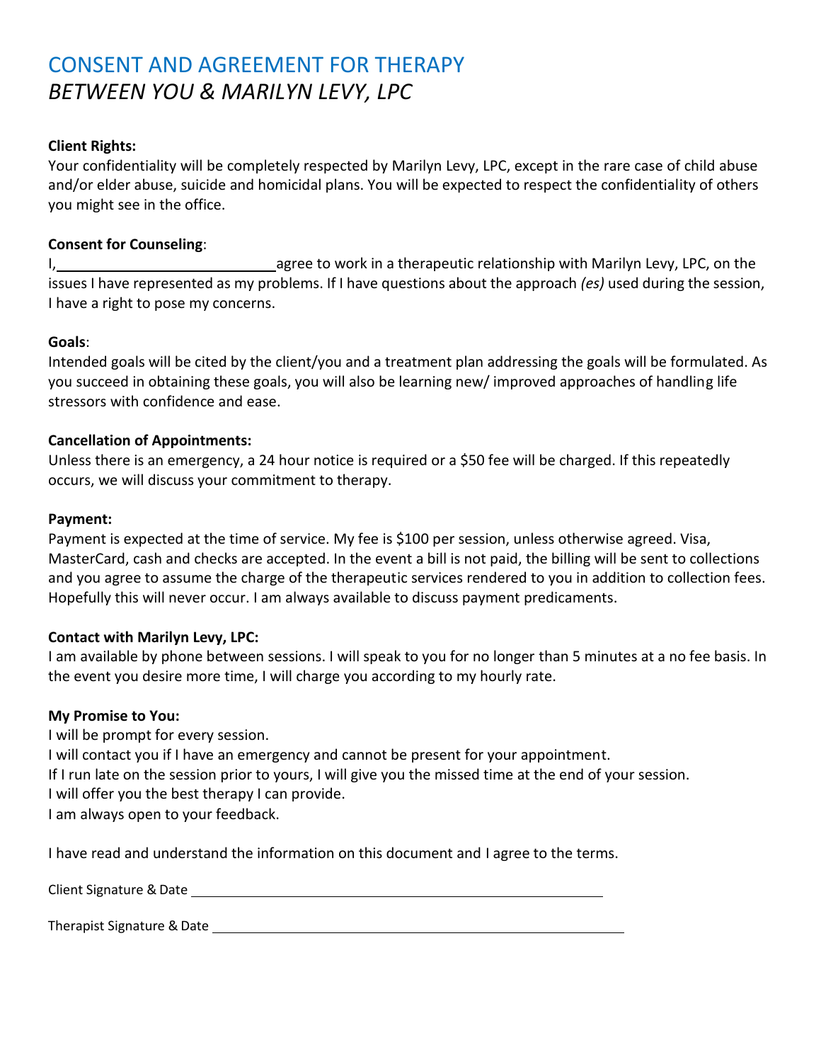# CONSENT AND AGREEMENT FOR THERAPY

*BETWEEN YOU & MARILYN LEVY, LPC*

**Client Rights:**

Your confidentiality will be completely respected by Marilyn Levy, LPC, except in the rare case of child abuse and/or elder abuse, suicide and homicidal plans. You will be expected to respect the confidentiality of others you might see in the office.

**Consent for Counseling**:

I,\_\_\_\_\_\_\_\_\_\_\_\_\_\_\_\_\_\_\_\_\_\_\_\_\_\_\_\_agree to work in a therapeutic relationship with Marilyn Levy, LPC, on the issues I have represented as my problems. If I have questions about the approach *(es)* used during the session, I have a right to pose my concerns.

**Goals**:

Intended goals will be cited by the client/you and a treatment plan addressing the goals will be formulated. As you succeed in obtaining these goals, you will also be learning new/ improved approaches of handling life stressors with confidence and ease.

**Cancellation of Appointments:**

Unless there is an emergency, a 24 hour notice is required or a $50 fee will be charged. If this repeatedly occurs, we will discuss your commitment to therapy.

**Payment:**

Payment is expected at the time of service. My fee is $100 per session, unless otherwise agreed. Visa, MasterCard, cash and checks are accepted. In the event a bill is not paid, the billing will be sent to collections and you agree to assume the charge of the therapeutic services rendered to you in addition to collection fees. Hopefully this will never occur. I am always available to discuss payment predicaments.

**Contact with Marilyn Levy, LPC:**

I am available by phone between sessions. I will speak to you for no longer than 5 minutes at a no fee basis. In the event you desire more time, I will charge you according to my hourly rate.

**My Promise to You:**

I will be prompt for every session.
I will contact you if I have an emergency and cannot be present for your appointment.
If I run late on the session prior to yours, I will give you the missed time at the end of your session.
I will offer you the best therapy I can provide.
I am always open to your feedback.

I have read and understand the information on this document and I agree to the terms.

Client Signature & Date \_\_\_\_\_\_\_\_\_\_\_\_\_\_\_\_\_\_\_\_\_\_\_\_\_\_\_\_\_\_\_\_\_\_\_\_\_\_\_\_\_\_\_\_\_\_\_\_\_\_

Therapist Signature & Date \_\_\_\_\_\_\_\_\_\_\_\_\_\_\_\_\_\_\_\_\_\_\_\_\_\_\_\_\_\_\_\_\_\_\_\_\_\_\_\_\_\_\_\_\_\_\_\_\_\_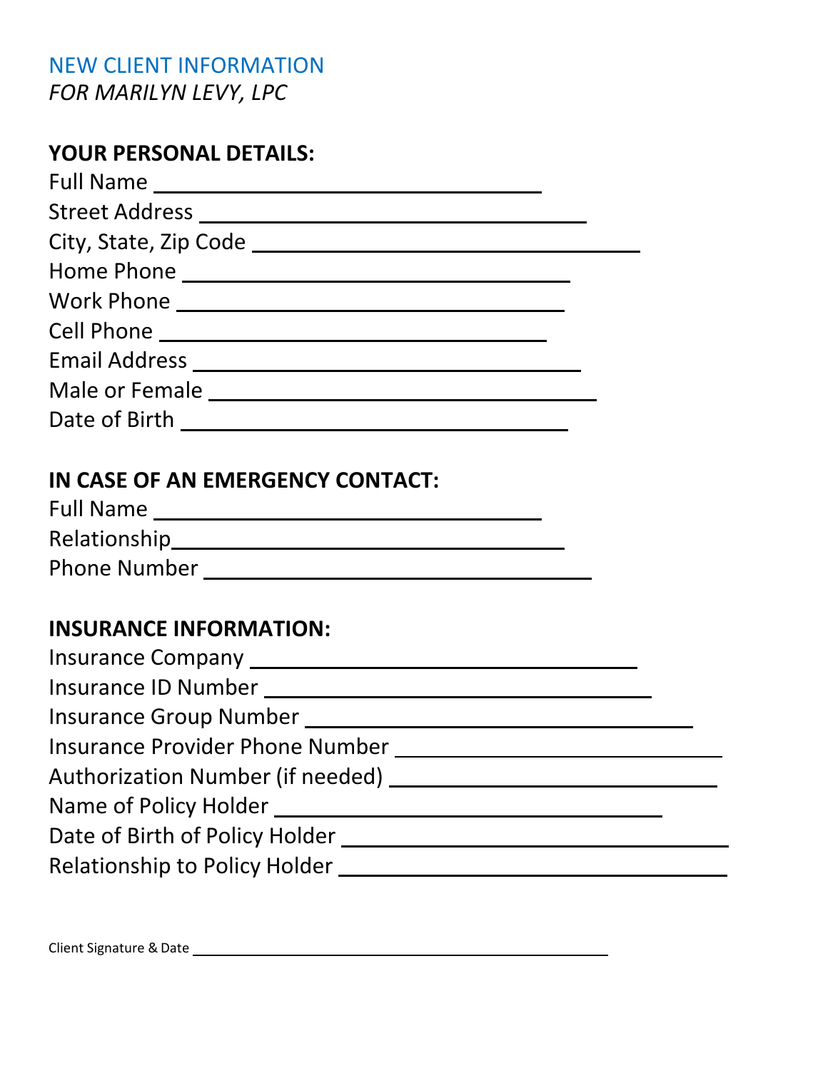NEW CLIENT INFORMATION

*FOR MARILYN LEVY, LPC*

**YOUR PERSONAL DETAILS:**

Full Name ___________________________________

Street Address ___________________________________

City, State, Zip Code ___________________________________

Home Phone ___________________________________

Work Phone ___________________________________

Cell Phone ___________________________________

Email Address ___________________________________

Male or Female ___________________________________

Date of Birth ___________________________________

**IN CASE OF AN EMERGENCY CONTACT:**

Full Name ___________________________________

Relationship___________________________________

Phone Number ___________________________________

**INSURANCE INFORMATION:**

Insurance Company ___________________________________

Insurance ID Number ___________________________________

Insurance Group Number ___________________________________

Insurance Provider Phone Number ______________________________

Authorization Number (if needed) ______________________________

Name of Policy Holder ___________________________________

Date of Birth of Policy Holder ___________________________________

Relationship to Policy Holder ___________________________________

Client Signature & Date ___________________________________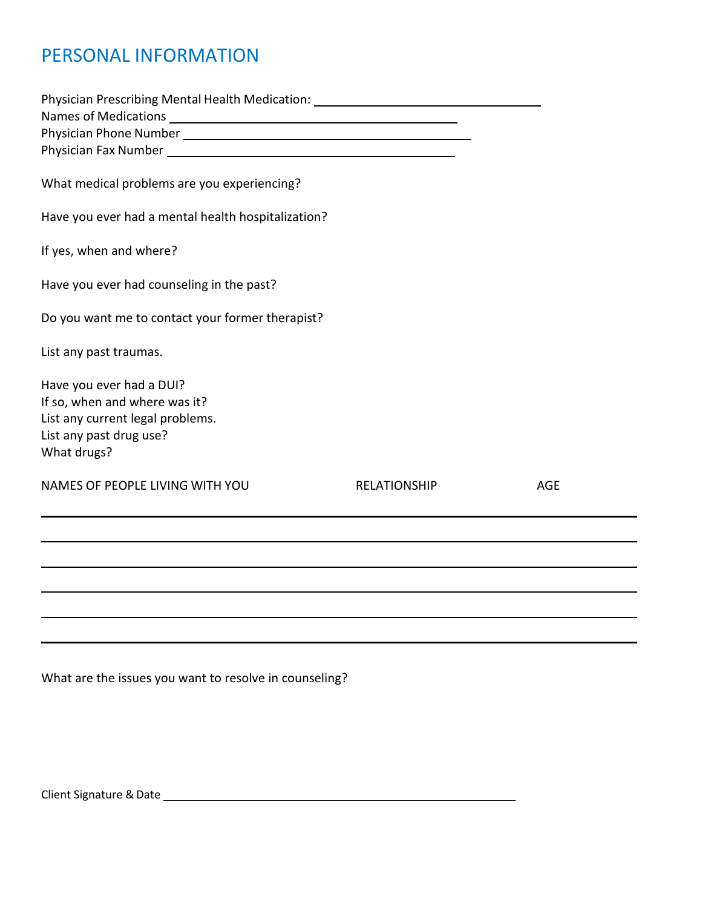## PERSONAL INFORMATION

Physician Prescribing Mental Health Medication: ______________________________

Names of Medications ______________________________

Physician Phone Number ______________________________

Physician Fax Number ______________________________

What medical problems are you experiencing?

Have you ever had a mental health hospitalization?

If yes, when and where?

Have you ever had counseling in the past?

Do you want me to contact your former therapist?

List any past traumas.

Have you ever had a DUI?
If so, when and where was it?
List any current legal problems.
List any past drug use?
What drugs?

| NAMES OF PEOPLE LIVING WITH YOU | RELATIONSHIP | AGE |
| --- | --- | --- |
| | | |
| | | |
| | | |
| | | |
| | | |
| | | |

What are the issues you want to resolve in counseling?

Client Signature & Date ______________________________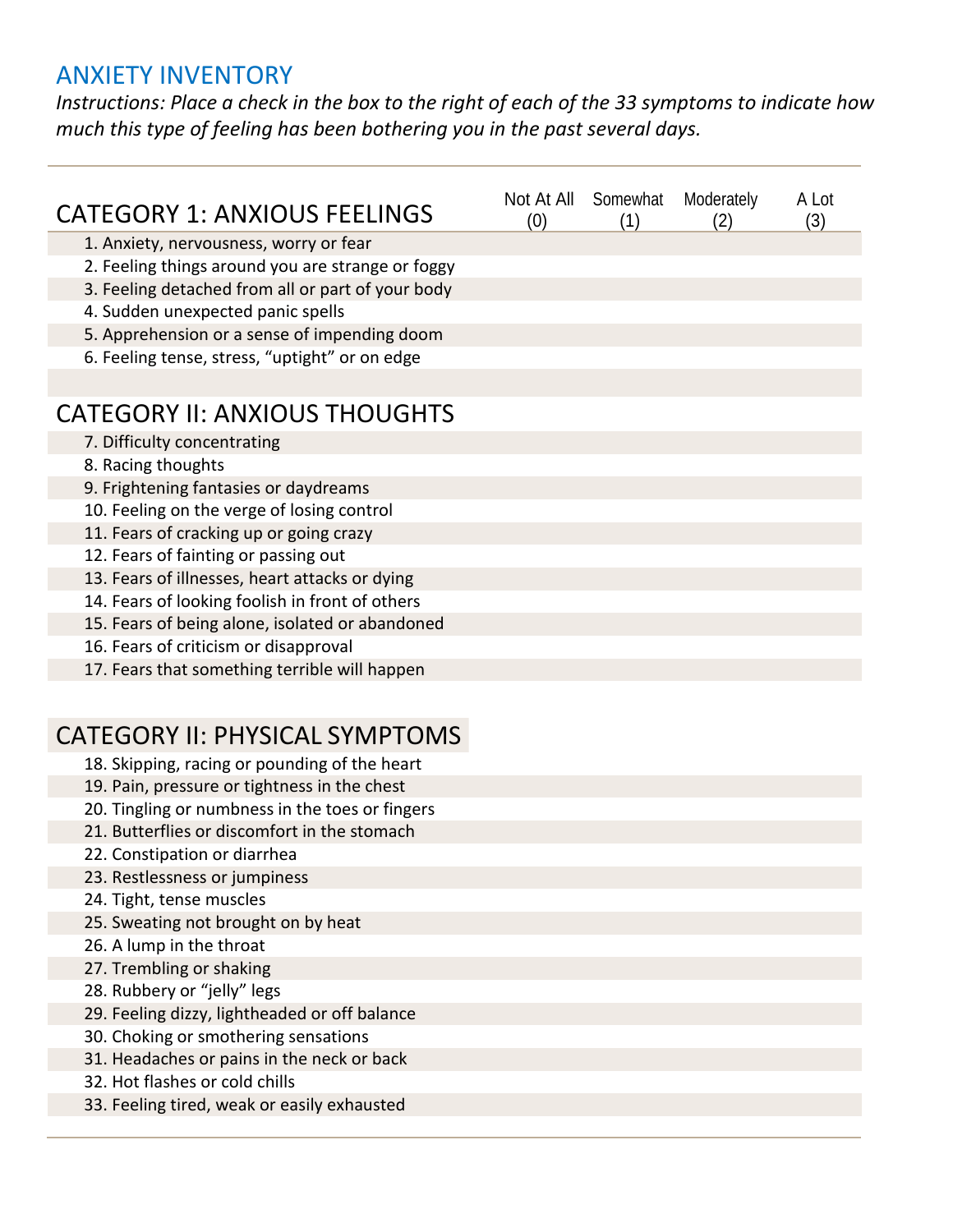## ANXIETY INVENTORY

*Instructions: Place a check in the box to the right of each of the 33 symptoms to indicate how much this type of feeling has been bothering you in the past several days.*

| CATEGORY 1: ANXIOUS FEELINGS | Not At All (0) | Somewhat (1) | Moderately (2) | A Lot (3) |
|---|---|---|---|---|
| 1. Anxiety, nervousness, worry or fear | | | | |
| 2. Feeling things around you are strange or foggy | | | | |
| 3. Feeling detached from all or part of your body | | | | |
| 4. Sudden unexpected panic spells | | | | |
| 5. Apprehension or a sense of impending doom | | | | |
| 6. Feeling tense, stress, “uptight” or on edge | | | | |
| **CATEGORY II: ANXIOUS THOUGHTS** | | | | |
| 7. Difficulty concentrating | | | | |
| 8. Racing thoughts | | | | |
| 9. Frightening fantasies or daydreams | | | | |
| 10. Feeling on the verge of losing control | | | | |
| 11. Fears of cracking up or going crazy | | | | |
| 12. Fears of fainting or passing out | | | | |
| 13. Fears of illnesses, heart attacks or dying | | | | |
| 14. Fears of looking foolish in front of others | | | | |
| 15. Fears of being alone, isolated or abandoned | | | | |
| 16. Fears of criticism or disapproval | | | | |
| 17. Fears that something terrible will happen | | | | |
| **CATEGORY II: PHYSICAL SYMPTOMS** | | | | |
| 18. Skipping, racing or pounding of the heart | | | | |
| 19. Pain, pressure or tightness in the chest | | | | |
| 20. Tingling or numbness in the toes or fingers | | | | |
| 21. Butterflies or discomfort in the stomach | | | | |
| 22. Constipation or diarrhea | | | | |
| 23. Restlessness or jumpiness | | | | |
| 24. Tight, tense muscles | | | | |
| 25. Sweating not brought on by heat | | | | |
| 26. A lump in the throat | | | | |
| 27. Trembling or shaking | | | | |
| 28. Rubbery or “jelly” legs | | | | |
| 29. Feeling dizzy, lightheaded or off balance | | | | |
| 30. Choking or smothering sensations | | | | |
| 31. Headaches or pains in the neck or back | | | | |
| 32. Hot flashes or cold chills | | | | |
| 33. Feeling tired, weak or easily exhausted | | | | |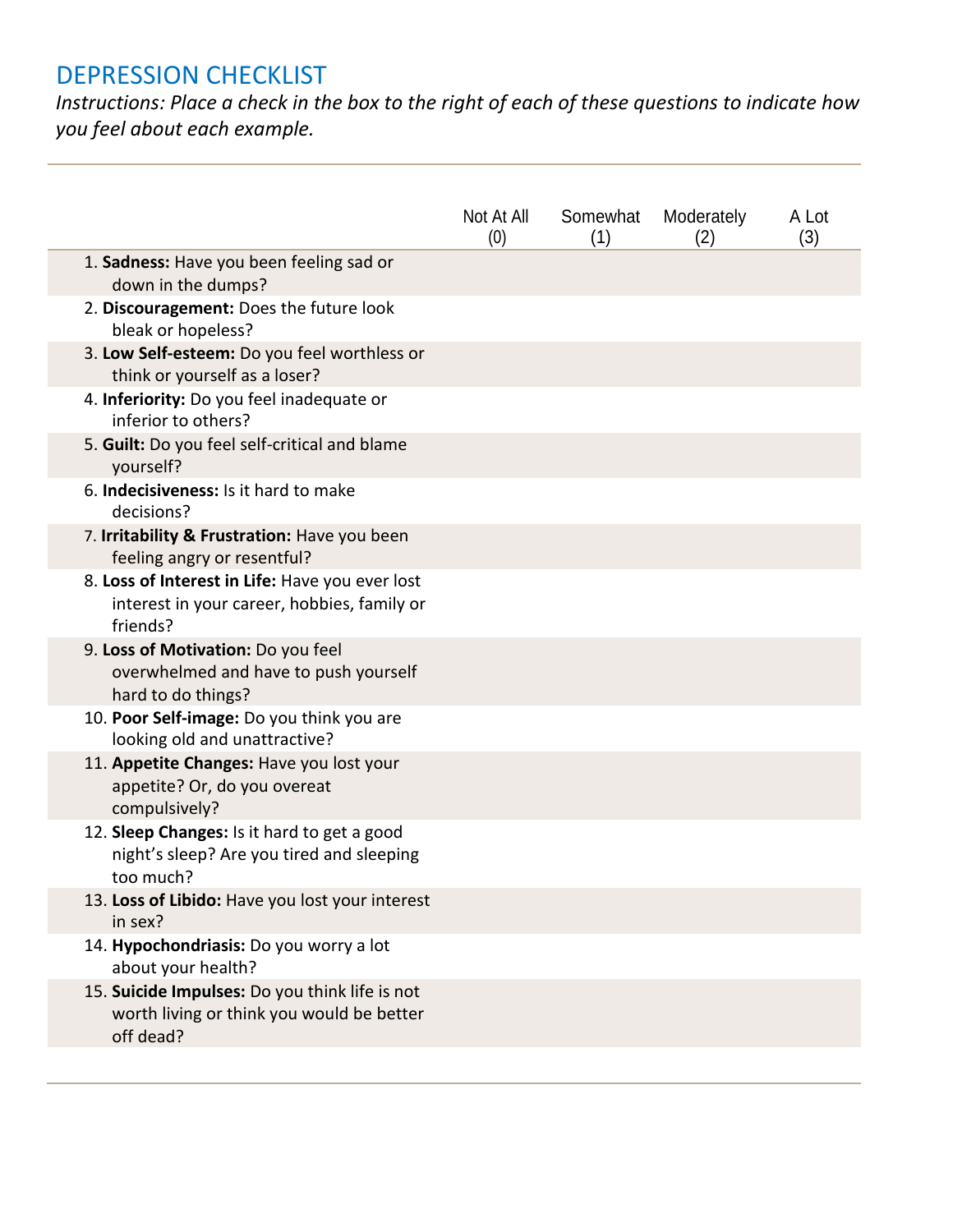# DEPRESSION CHECKLIST

*Instructions: Place a check in the box to the right of each of these questions to indicate how you feel about each example.*

| | Not At All (0) | Somewhat (1) | Moderately (2) | A Lot (3) |
|---|---|---|---|---|
| 1. **Sadness:** Have you been feeling sad or down in the dumps? | | | | |
| 2. **Discouragement:** Does the future look bleak or hopeless? | | | | |
| 3. **Low Self-esteem:** Do you feel worthless or think or yourself as a loser? | | | | |
| 4. **Inferiority:** Do you feel inadequate or inferior to others? | | | | |
| 5. **Guilt:** Do you feel self-critical and blame yourself? | | | | |
| 6. **Indecisiveness:** Is it hard to make decisions? | | | | |
| 7. **Irritability & Frustration:** Have you been feeling angry or resentful? | | | | |
| 8. **Loss of Interest in Life:** Have you ever lost interest in your career, hobbies, family or friends? | | | | |
| 9. **Loss of Motivation:** Do you feel overwhelmed and have to push yourself hard to do things? | | | | |
| 10. **Poor Self-image:** Do you think you are looking old and unattractive? | | | | |
| 11. **Appetite Changes:** Have you lost your appetite? Or, do you overeat compulsively? | | | | |
| 12. **Sleep Changes:** Is it hard to get a good night's sleep? Are you tired and sleeping too much? | | | | |
| 13. **Loss of Libido:** Have you lost your interest in sex? | | | | |
| 14. **Hypochondriasis:** Do you worry a lot about your health? | | | | |
| 15. **Suicide Impulses:** Do you think life is not worth living or think you would be better off dead? | | | | |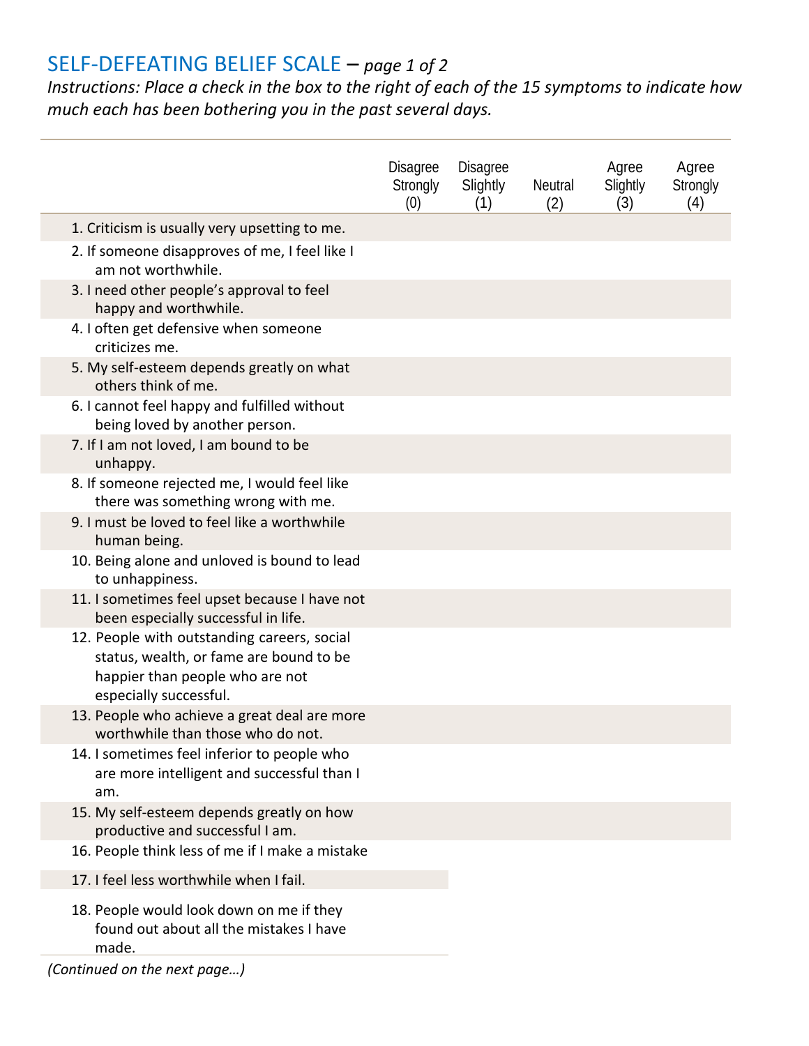## SELF-DEFEATING BELIEF SCALE – *page 1 of 2*

*Instructions: Place a check in the box to the right of each of the 15 symptoms to indicate how much each has been bothering you in the past several days.*

| | Disagree Strongly (0) | Disagree Slightly (1) | Neutral (2) | Agree Slightly (3) | Agree Strongly (4) |
|---|---|---|---|---|---|
| 1. Criticism is usually very upsetting to me. | | | | | |
| 2. If someone disapproves of me, I feel like I am not worthwhile. | | | | | |
| 3. I need other people's approval to feel happy and worthwhile. | | | | | |
| 4. I often get defensive when someone criticizes me. | | | | | |
| 5. My self-esteem depends greatly on what others think of me. | | | | | |
| 6. I cannot feel happy and fulfilled without being loved by another person. | | | | | |
| 7. If I am not loved, I am bound to be unhappy. | | | | | |
| 8. If someone rejected me, I would feel like there was something wrong with me. | | | | | |
| 9. I must be loved to feel like a worthwhile human being. | | | | | |
| 10. Being alone and unloved is bound to lead to unhappiness. | | | | | |
| 11. I sometimes feel upset because I have not been especially successful in life. | | | | | |
| 12. People with outstanding careers, social status, wealth, or fame are bound to be happier than people who are not especially successful. | | | | | |
| 13. People who achieve a great deal are more worthwhile than those who do not. | | | | | |
| 14. I sometimes feel inferior to people who are more intelligent and successful than I am. | | | | | |
| 15. My self-esteem depends greatly on how productive and successful I am. | | | | | |
| 16. People think less of me if I make a mistake | | | | | |
| 17. I feel less worthwhile when I fail. | | | | | |
| 18. People would look down on me if they found out about all the mistakes I have made. | | | | | |

*(Continued on the next page…)*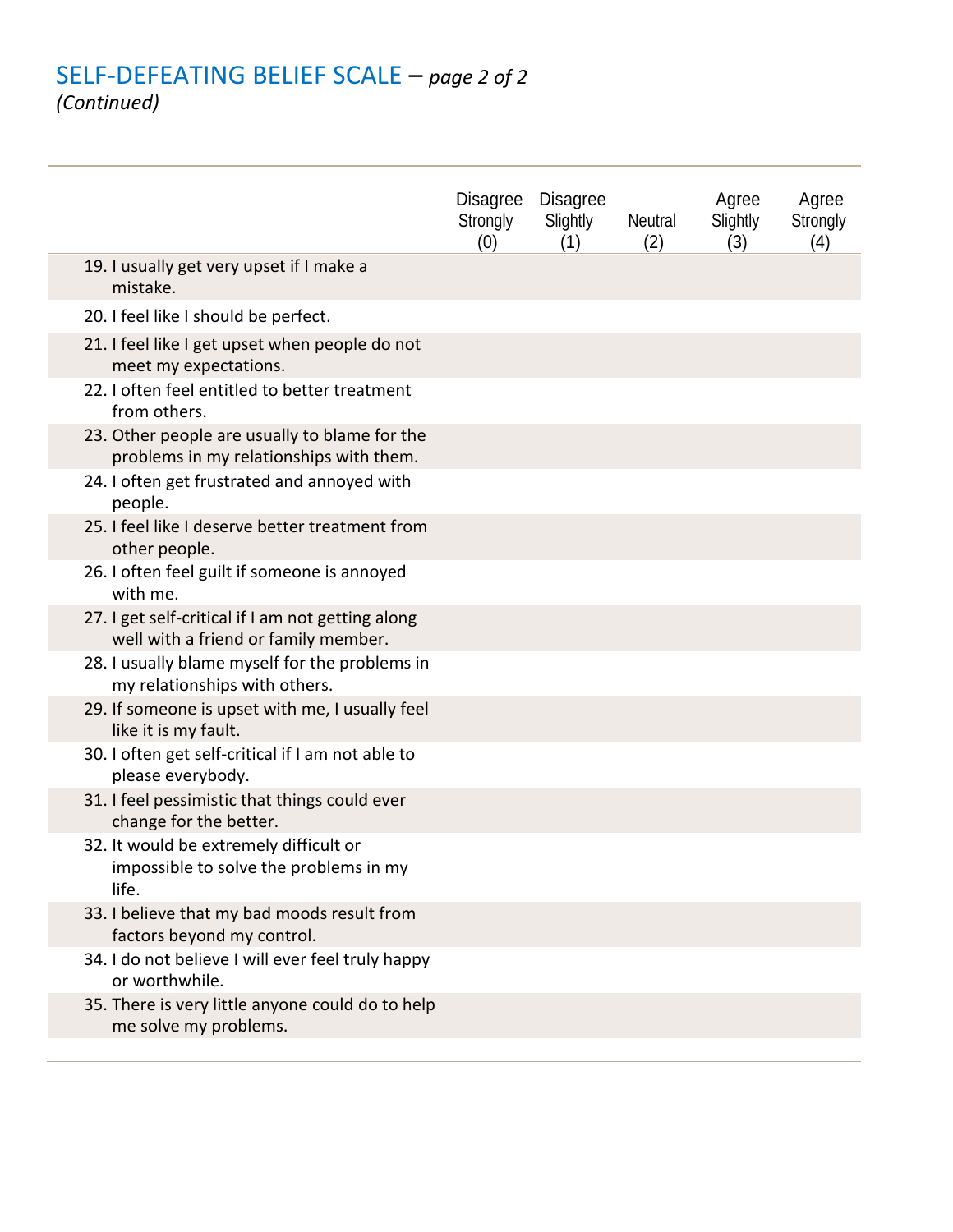# SELF-DEFEATING BELIEF SCALE – *page 2 of 2*

*(Continued)*

| | Disagree Strongly (0) | Disagree Slightly (1) | Neutral (2) | Agree Slightly (3) | Agree Strongly (4) |
|---|---|---|---|---|---|
| 19. I usually get very upset if I make a mistake. | | | | | |
| 20. I feel like I should be perfect. | | | | | |
| 21. I feel like I get upset when people do not meet my expectations. | | | | | |
| 22. I often feel entitled to better treatment from others. | | | | | |
| 23. Other people are usually to blame for the problems in my relationships with them. | | | | | |
| 24. I often get frustrated and annoyed with people. | | | | | |
| 25. I feel like I deserve better treatment from other people. | | | | | |
| 26. I often feel guilt if someone is annoyed with me. | | | | | |
| 27. I get self-critical if I am not getting along well with a friend or family member. | | | | | |
| 28. I usually blame myself for the problems in my relationships with others. | | | | | |
| 29. If someone is upset with me, I usually feel like it is my fault. | | | | | |
| 30. I often get self-critical if I am not able to please everybody. | | | | | |
| 31. I feel pessimistic that things could ever change for the better. | | | | | |
| 32. It would be extremely difficult or impossible to solve the problems in my life. | | | | | |
| 33. I believe that my bad moods result from factors beyond my control. | | | | | |
| 34. I do not believe I will ever feel truly happy or worthwhile. | | | | | |
| 35. There is very little anyone could do to help me solve my problems. | | | | | |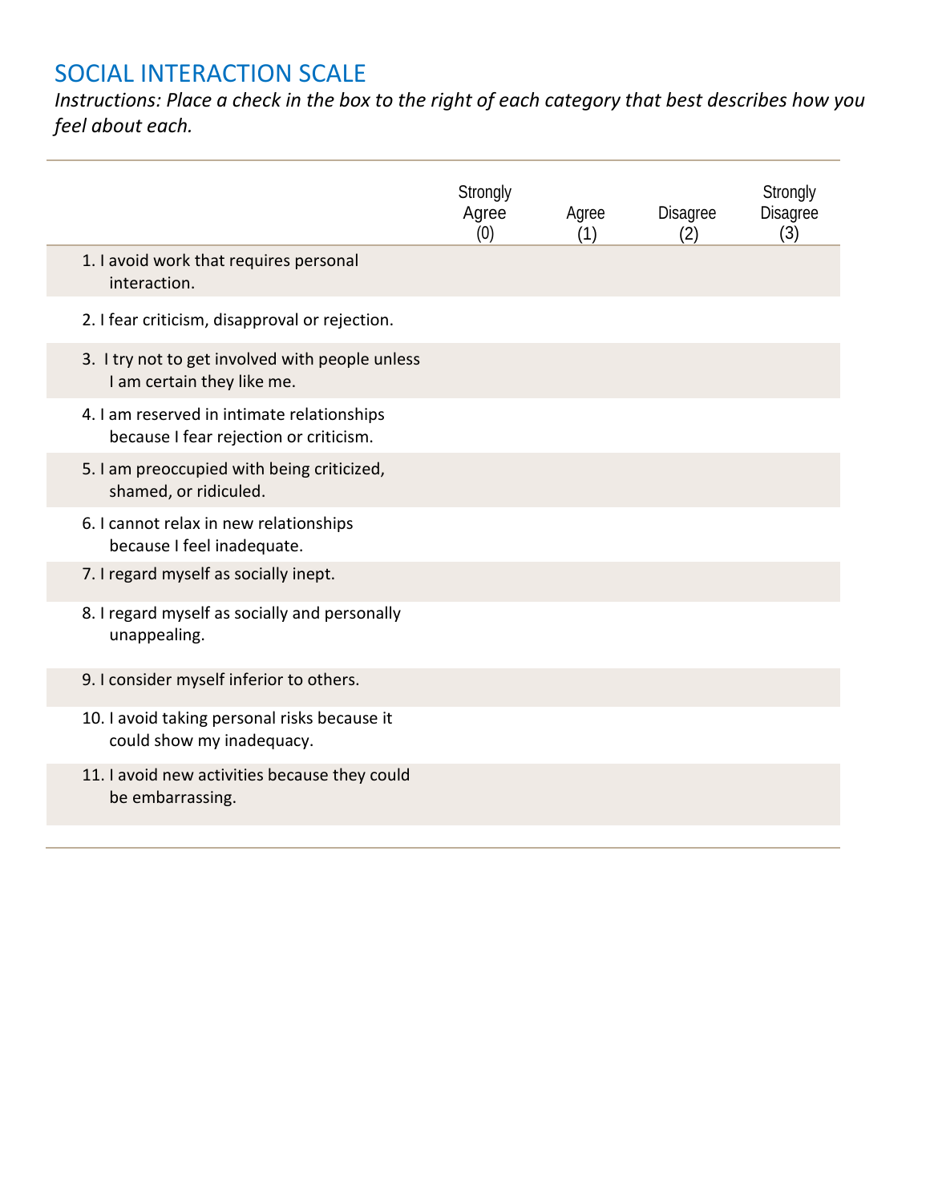# SOCIAL INTERACTION SCALE

*Instructions: Place a check in the box to the right of each category that best describes how you feel about each.*

| | Strongly Agree (0) | Agree (1) | Disagree (2) | Strongly Disagree (3) |
|---|---|---|---|---|
| 1. I avoid work that requires personal interaction. | | | | |
| 2. I fear criticism, disapproval or rejection. | | | | |
| 3. I try not to get involved with people unless I am certain they like me. | | | | |
| 4. I am reserved in intimate relationships because I fear rejection or criticism. | | | | |
| 5. I am preoccupied with being criticized, shamed, or ridiculed. | | | | |
| 6. I cannot relax in new relationships because I feel inadequate. | | | | |
| 7. I regard myself as socially inept. | | | | |
| 8. I regard myself as socially and personally unappealing. | | | | |
| 9. I consider myself inferior to others. | | | | |
| 10. I avoid taking personal risks because it could show my inadequacy. | | | | |
| 11. I avoid new activities because they could be embarrassing. | | | | |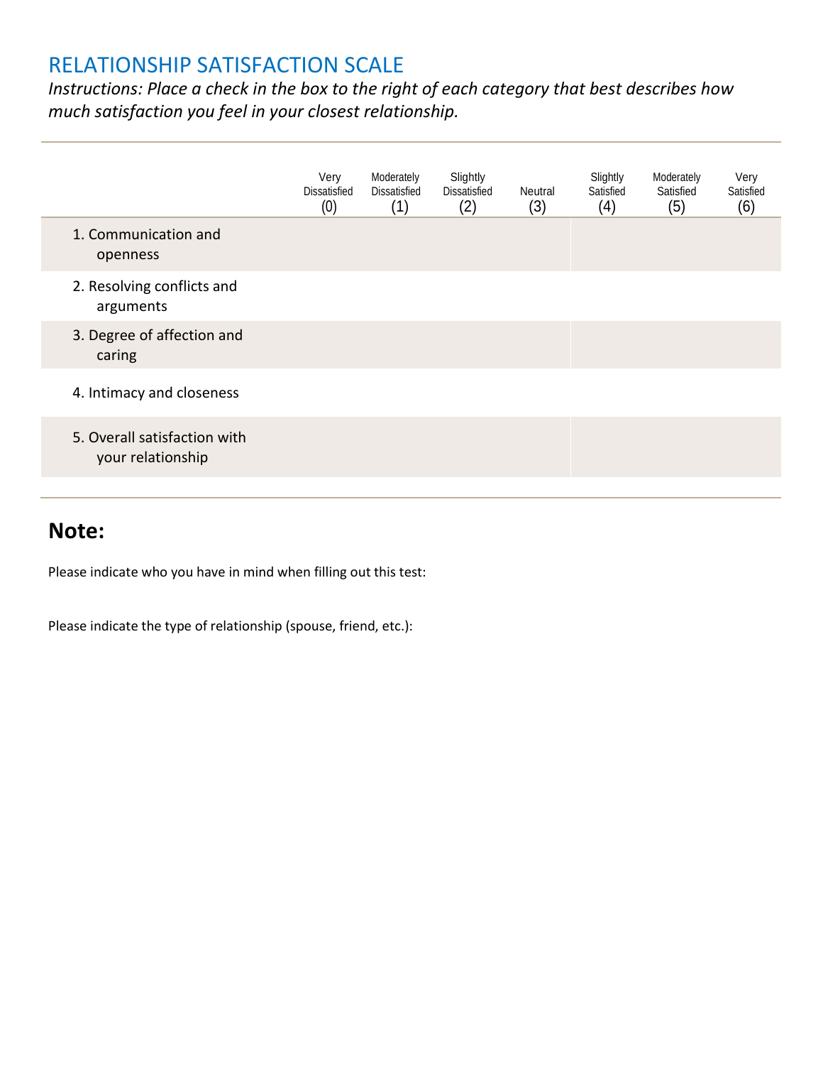## RELATIONSHIP SATISFACTION SCALE

*Instructions: Place a check in the box to the right of each category that best describes how much satisfaction you feel in your closest relationship.*

| | Very Dissatisfied (0) | Moderately Dissatisfied (1) | Slightly Dissatisfied (2) | Neutral (3) | Slightly Satisfied (4) | Moderately Satisfied (5) | Very Satisfied (6) |
|---|---|---|---|---|---|---|---|
| 1. Communication and openness | | | | | | | |
| 2. Resolving conflicts and arguments | | | | | | | |
| 3. Degree of affection and caring | | | | | | | |
| 4. Intimacy and closeness | | | | | | | |
| 5. Overall satisfaction with your relationship | | | | | | | |

## Note:

Please indicate who you have in mind when filling out this test:

Please indicate the type of relationship (spouse, friend, etc.):